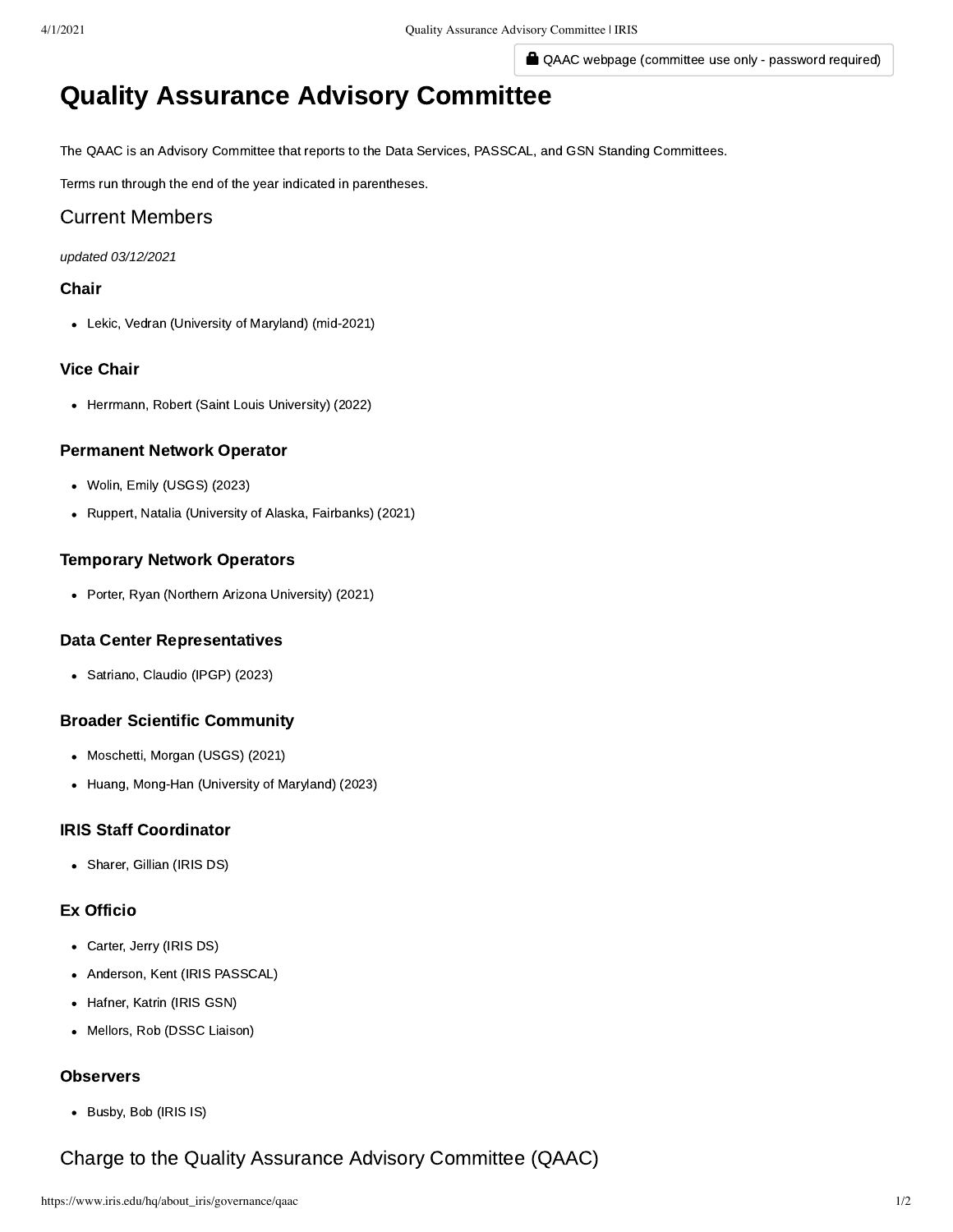🔒 QAAC webpage (committee use only - password required)

# Quality Assurance Advisory Committee

The QAAC is an Advisory Committee that reports to the Data Services, PASSCAL, and GSN Standing Committees.

Terms run through the end of the year indicated in parentheses.

## Current Members

*updated 03/12/2021*

### Chair

- Lekic, Vedran (University of Maryland) (mid-2021)

### Vice Chair

- Herrmann, Robert (Saint Louis University) (2022)

### Permanent Network Operator

- Wolin, Emily (USGS) (2023)
- Ruppert, Natalia (University of Alaska, Fairbanks) (2021)

### Temporary Network Operators

- Porter, Ryan (Northern Arizona University) (2021)

### Data Center Representatives

- Satriano, Claudio (IPGP) (2023)

### Broader Scientific Community

- Moschetti, Morgan (USGS) (2021)
- Huang, Mong-Han (University of Maryland) (2023)

### IRIS Staff Coordinator

- Sharer, Gillian (IRIS DS)

### Ex Officio

- Carter, Jerry (IRIS DS)
- Anderson, Kent (IRIS PASSCAL)
- Hafner, Katrin (IRIS GSN)
- Mellors, Rob (DSSC Liaison)

### Observers

- Busby, Bob (IRIS IS)

## Charge to the Quality Assurance Advisory Committee (QAAC)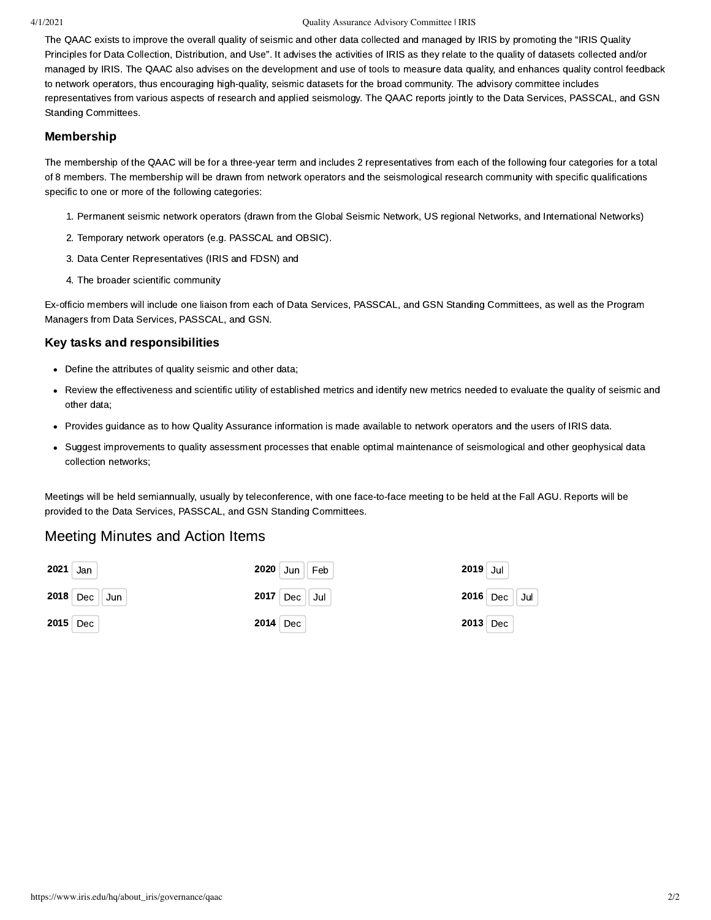The QAAC exists to improve the overall quality of seismic and other data collected and managed by IRIS by promoting the "IRIS Quality Principles for Data Collection, Distribution, and Use". It advises the activities of IRIS as they relate to the quality of datasets collected and/or managed by IRIS. The QAAC also advises on the development and use of tools to measure data quality, and enhances quality control feedback to network operators, thus encouraging high-quality, seismic datasets for the broad community. The advisory committee includes representatives from various aspects of research and applied seismology. The QAAC reports jointly to the Data Services, PASSCAL, and GSN Standing Committees.

### Membership

The membership of the QAAC will be for a three-year term and includes 2 representatives from each of the following four categories for a total of 8 members. The membership will be drawn from network operators and the seismological research community with specific qualifications specific to one or more of the following categories:

1. Permanent seismic network operators (drawn from the Global Seismic Network, US regional Networks, and International Networks)
2. Temporary network operators (e.g. PASSCAL and OBSIC).
3. Data Center Representatives (IRIS and FDSN) and
4. The broader scientific community

Ex-officio members will include one liaison from each of Data Services, PASSCAL, and GSN Standing Committees, as well as the Program Managers from Data Services, PASSCAL, and GSN.

### Key tasks and responsibilities

- Define the attributes of quality seismic and other data;
- Review the effectiveness and scientific utility of established metrics and identify new metrics needed to evaluate the quality of seismic and other data;
- Provides guidance as to how Quality Assurance information is made available to network operators and the users of IRIS data.
- Suggest improvements to quality assessment processes that enable optimal maintenance of seismological and other geophysical data collection networks;

Meetings will be held semiannually, usually by teleconference, with one face-to-face meeting to be held at the Fall AGU. Reports will be provided to the Data Services, PASSCAL, and GSN Standing Committees.

## Meeting Minutes and Action Items

**2021** Jan

**2020** Jun Feb

**2019** Jul

**2018** Dec Jun

**2017** Dec Jul

**2016** Dec Jul

**2015** Dec

**2014** Dec

**2013** Dec